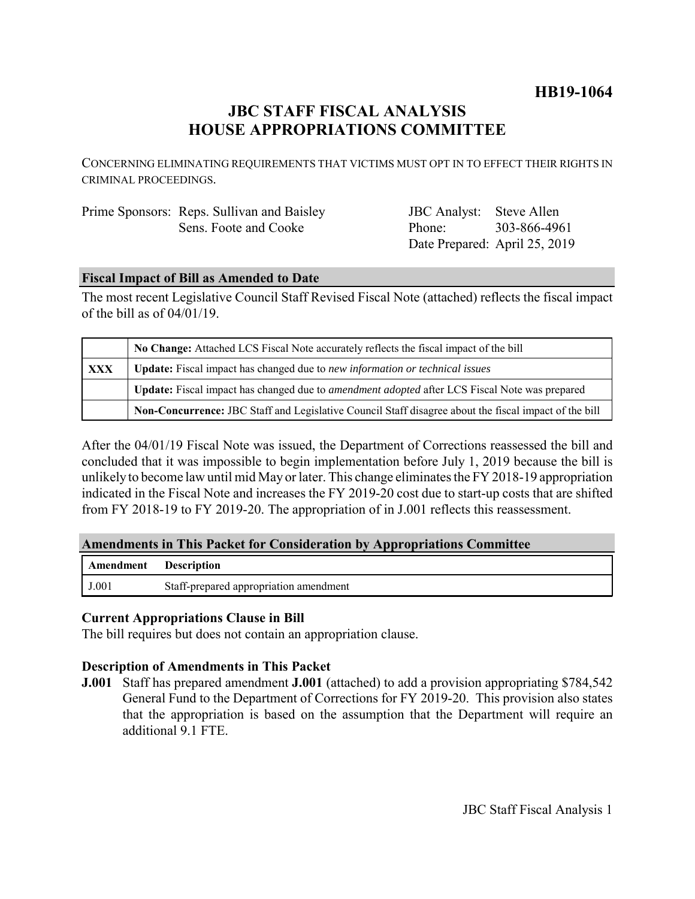**HB19-1064**

# JBC STAFF FISCAL ANALYSIS
# HOUSE APPROPRIATIONS COMMITTEE

CONCERNING ELIMINATING REQUIREMENTS THAT VICTIMS MUST OPT IN TO EFFECT THEIR RIGHTS IN CRIMINAL PROCEEDINGS.

| | | | |
|---|---|---|---|
| Prime Sponsors: | Reps. Sullivan and Baisley | JBC Analyst: | Steve Allen |
| | Sens. Foote and Cooke | Phone: | 303-866-4961 |
| | | Date Prepared: | April 25, 2019 |

## Fiscal Impact of Bill as Amended to Date

The most recent Legislative Council Staff Revised Fiscal Note (attached) reflects the fiscal impact of the bill as of 04/01/19.

| | |
|---|---|
| | **No Change:** Attached LCS Fiscal Note accurately reflects the fiscal impact of the bill |
| **XXX** | **Update:** Fiscal impact has changed due to *new information or technical issues* |
| | **Update:** Fiscal impact has changed due to *amendment adopted* after LCS Fiscal Note was prepared |
| | **Non-Concurrence:** JBC Staff and Legislative Council Staff disagree about the fiscal impact of the bill |

After the 04/01/19 Fiscal Note was issued, the Department of Corrections reassessed the bill and concluded that it was impossible to begin implementation before July 1, 2019 because the bill is unlikely to become law until mid May or later. This change eliminates the FY 2018-19 appropriation indicated in the Fiscal Note and increases the FY 2019-20 cost due to start-up costs that are shifted from FY 2018-19 to FY 2019-20. The appropriation of in J.001 reflects this reassessment.

## Amendments in This Packet for Consideration by Appropriations Committee

| Amendment | Description |
|---|---|
| J.001 | Staff-prepared appropriation amendment |

### Current Appropriations Clause in Bill

The bill requires but does not contain an appropriation clause.

### Description of Amendments in This Packet

**J.001** Staff has prepared amendment **J.001** (attached) to add a provision appropriating $784,542 General Fund to the Department of Corrections for FY 2019-20. This provision also states that the appropriation is based on the assumption that the Department will require an additional 9.1 FTE.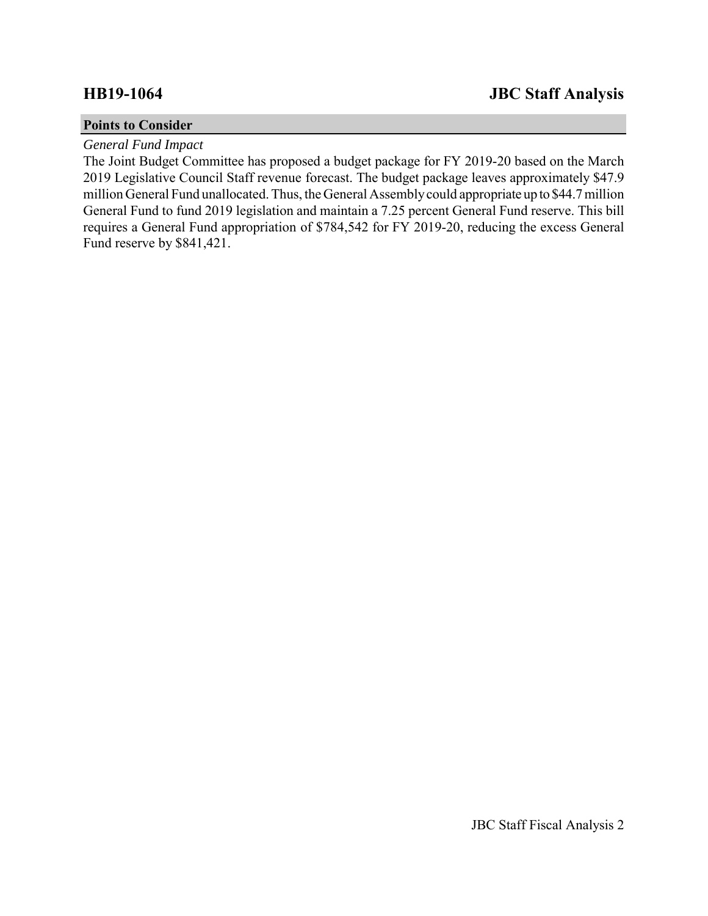**Points to Consider**

*General Fund Impact*

The Joint Budget Committee has proposed a budget package for FY 2019-20 based on the March 2019 Legislative Council Staff revenue forecast. The budget package leaves approximately $47.9 million General Fund unallocated. Thus, the General Assembly could appropriate up to $44.7 million General Fund to fund 2019 legislation and maintain a 7.25 percent General Fund reserve. This bill requires a General Fund appropriation of $784,542 for FY 2019-20, reducing the excess General Fund reserve by $841,421.